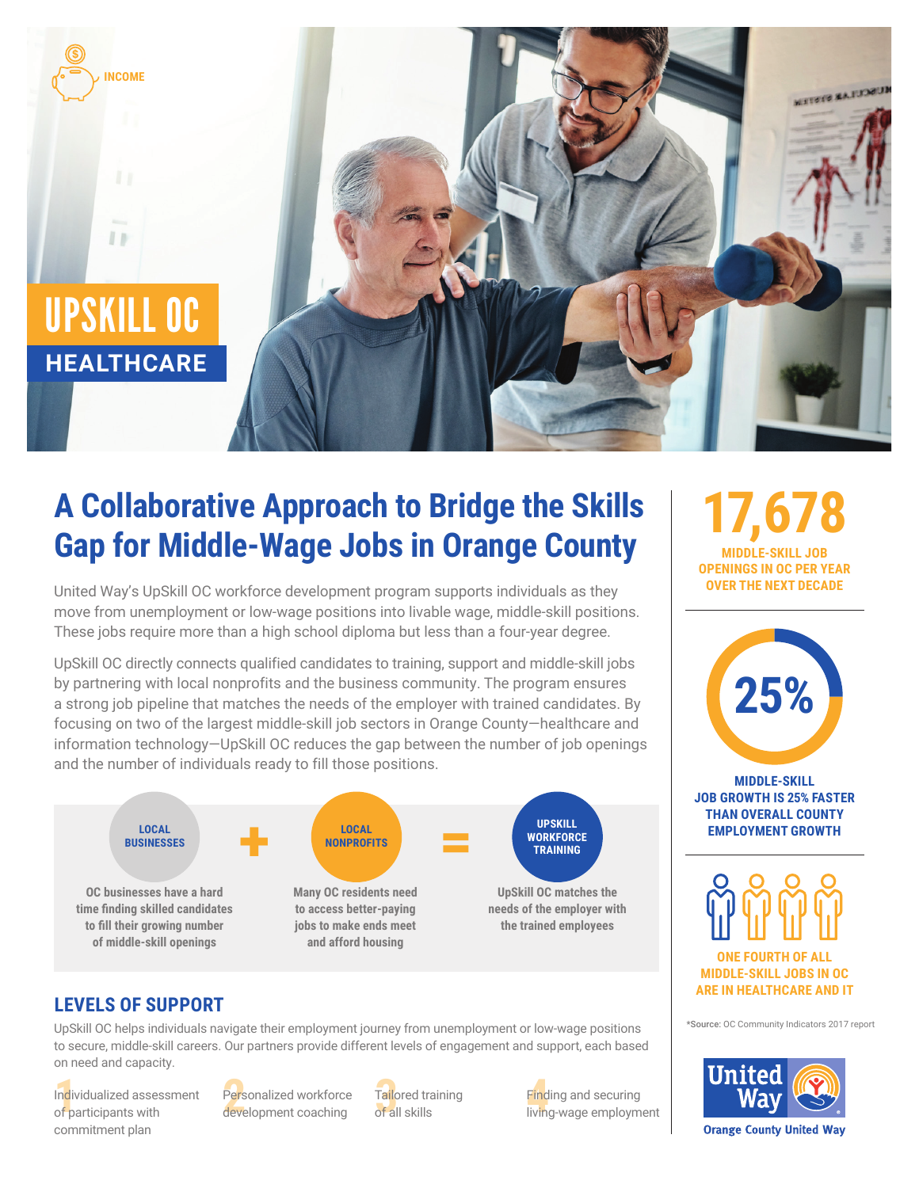INCOME

# UPSKILL OC

## HEALTHCARE

# A Collaborative Approach to Bridge the Skills Gap for Middle-Wage Jobs in Orange County

United Way's UpSkill OC workforce development program supports individuals as they move from unemployment or low-wage positions into livable wage, middle-skill positions. These jobs require more than a high school diploma but less than a four-year degree.

UpSkill OC directly connects qualified candidates to training, support and middle-skill jobs by partnering with local nonprofits and the business community. The program ensures a strong job pipeline that matches the needs of the employer with trained candidates. By focusing on two of the largest middle-skill job sectors in Orange County—healthcare and information technology—UpSkill OC reduces the gap between the number of job openings and the number of individuals ready to fill those positions.

**LOCAL BUSINESSES** + **LOCAL NONPROFITS** = **UPSKILL WORKFORCE TRAINING**

**LOCAL BUSINESSES:** OC businesses have a hard time finding skilled candidates to fill their growing number of middle-skill openings

**LOCAL NONPROFITS:** Many OC residents need to access better-paying jobs to make ends meet and afford housing

**UPSKILL WORKFORCE TRAINING:** UpSkill OC matches the needs of the employer with the trained employees

## LEVELS OF SUPPORT

UpSkill OC helps individuals navigate their employment journey from unemployment or low-wage positions to secure, middle-skill careers. Our partners provide different levels of engagement and support, each based on need and capacity.

1. Individualized assessment of participants with commitment plan
2. Personalized workforce development coaching
3. Tailored training of all skills
4. Finding and securing living-wage employment

**17,678** MIDDLE-SKILL JOB OPENINGS IN OC PER YEAR OVER THE NEXT DECADE

**25%** MIDDLE-SKILL JOB GROWTH IS 25% FASTER THAN OVERALL COUNTY EMPLOYMENT GROWTH

**ONE FOURTH OF ALL MIDDLE-SKILL JOBS IN OC ARE IN HEALTHCARE AND IT**

*Source: OC Community Indicators 2017 report

United Way

Orange County United Way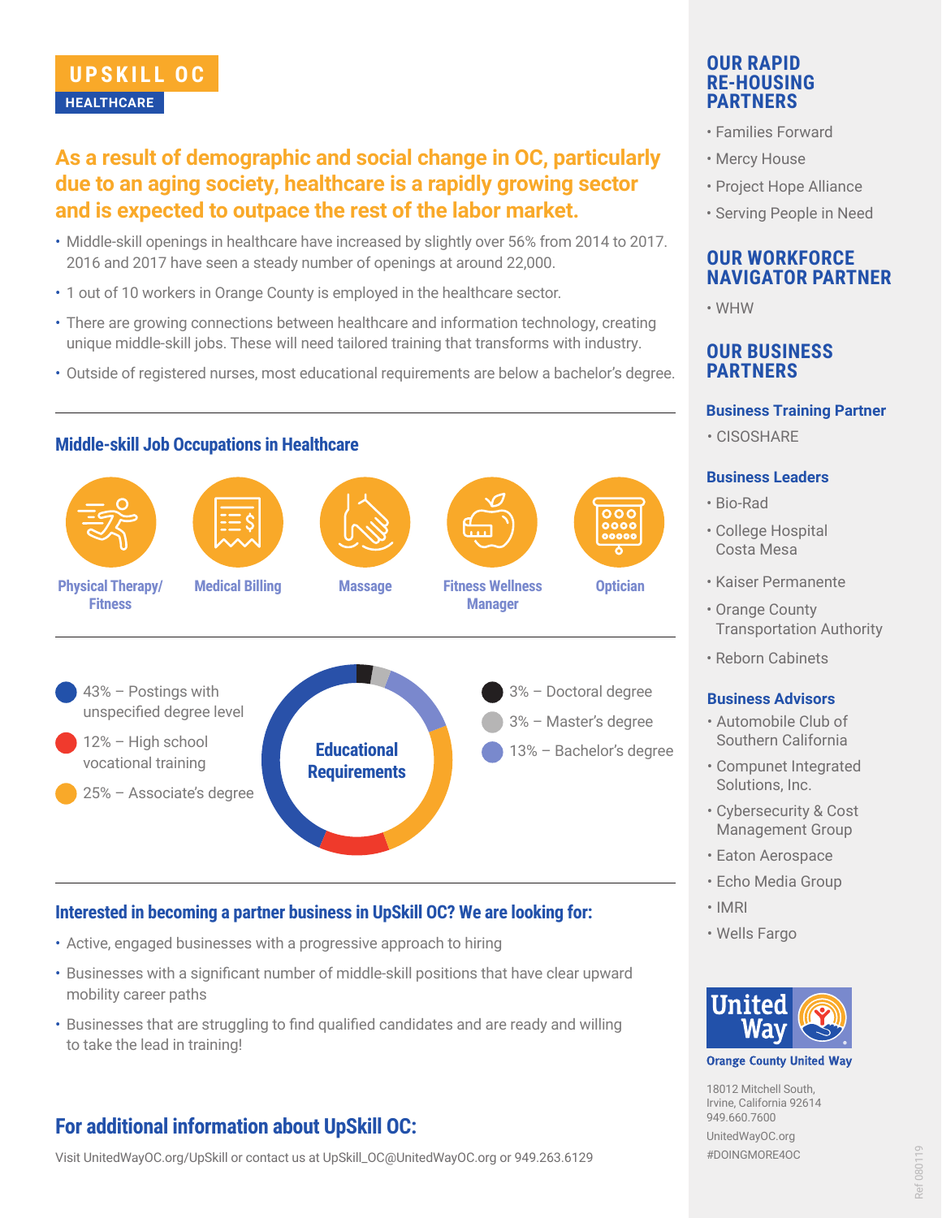# UPSKILL OC

**HEALTHCARE**

## As a result of demographic and social change in OC, particularly due to an aging society, healthcare is a rapidly growing sector and is expected to outpace the rest of the labor market.

- Middle-skill openings in healthcare have increased by slightly over 56% from 2014 to 2017. 2016 and 2017 have seen a steady number of openings at around 22,000.
- 1 out of 10 workers in Orange County is employed in the healthcare sector.
- There are growing connections between healthcare and information technology, creating unique middle-skill jobs. These will need tailored training that transforms with industry.
- Outside of registered nurses, most educational requirements are below a bachelor's degree.

### Middle-skill Job Occupations in Healthcare

Physical Therapy/ Fitness

Medical Billing

Massage

Fitness Wellness Manager

Optician

Educational Requirements

43% – Postings with unspecified degree level

12% – High school vocational training

25% – Associate's degree

3% – Doctoral degree

3% – Master's degree

13% – Bachelor's degree

### Interested in becoming a partner business in UpSkill OC? We are looking for:

- Active, engaged businesses with a progressive approach to hiring
- Businesses with a significant number of middle-skill positions that have clear upward mobility career paths
- Businesses that are struggling to find qualified candidates and are ready and willing to take the lead in training!

## For additional information about UpSkill OC:

Visit UnitedWayOC.org/UpSkill or contact us at UpSkill_OC@UnitedWayOC.org or 949.263.6129

## OUR RAPID RE-HOUSING PARTNERS

- Families Forward
- Mercy House
- Project Hope Alliance
- Serving People in Need

## OUR WORKFORCE NAVIGATOR PARTNER

- WHW

## OUR BUSINESS PARTNERS

### Business Training Partner

- CISOSHARE

### Business Leaders

- Bio-Rad
- College Hospital Costa Mesa
- Kaiser Permanente
- Orange County Transportation Authority
- Reborn Cabinets

### Business Advisors

- Automobile Club of Southern California
- Compunet Integrated Solutions, Inc.
- Cybersecurity & Cost Management Group
- Eaton Aerospace
- Echo Media Group
- IMRI
- Wells Fargo

United Way

Orange County United Way

18012 Mitchell South, Irvine, California 92614
949.660.7600

UnitedWayOC.org

#DOINGMORE4OC

Ref 080119